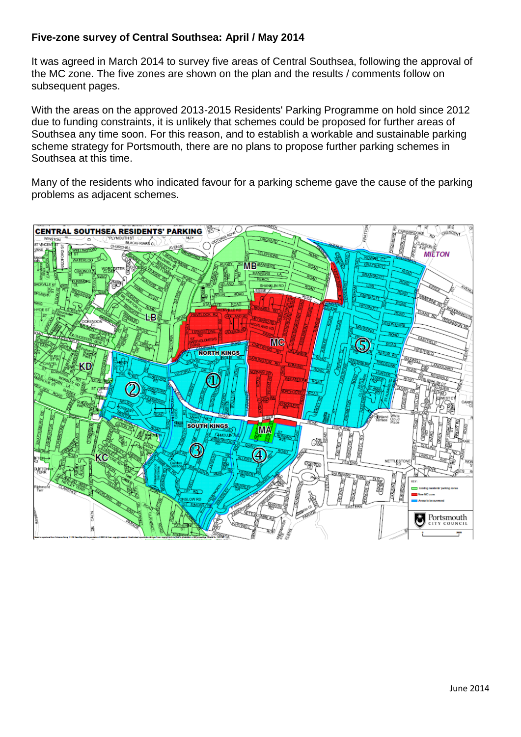**Five-zone survey of Central Southsea: April / May 2014**

It was agreed in March 2014 to survey five areas of Central Southsea, following the approval of the MC zone. The five zones are shown on the plan and the results / comments follow on subsequent pages.

With the areas on the approved 2013-2015 Residents' Parking Programme on hold since 2012 due to funding constraints, it is unlikely that schemes could be proposed for further areas of Southsea any time soon. For this reason, and to establish a workable and sustainable parking scheme strategy for Portsmouth, there are no plans to propose further parking schemes in Southsea at this time.

Many of the residents who indicated favour for a parking scheme gave the cause of the parking problems as adjacent schemes.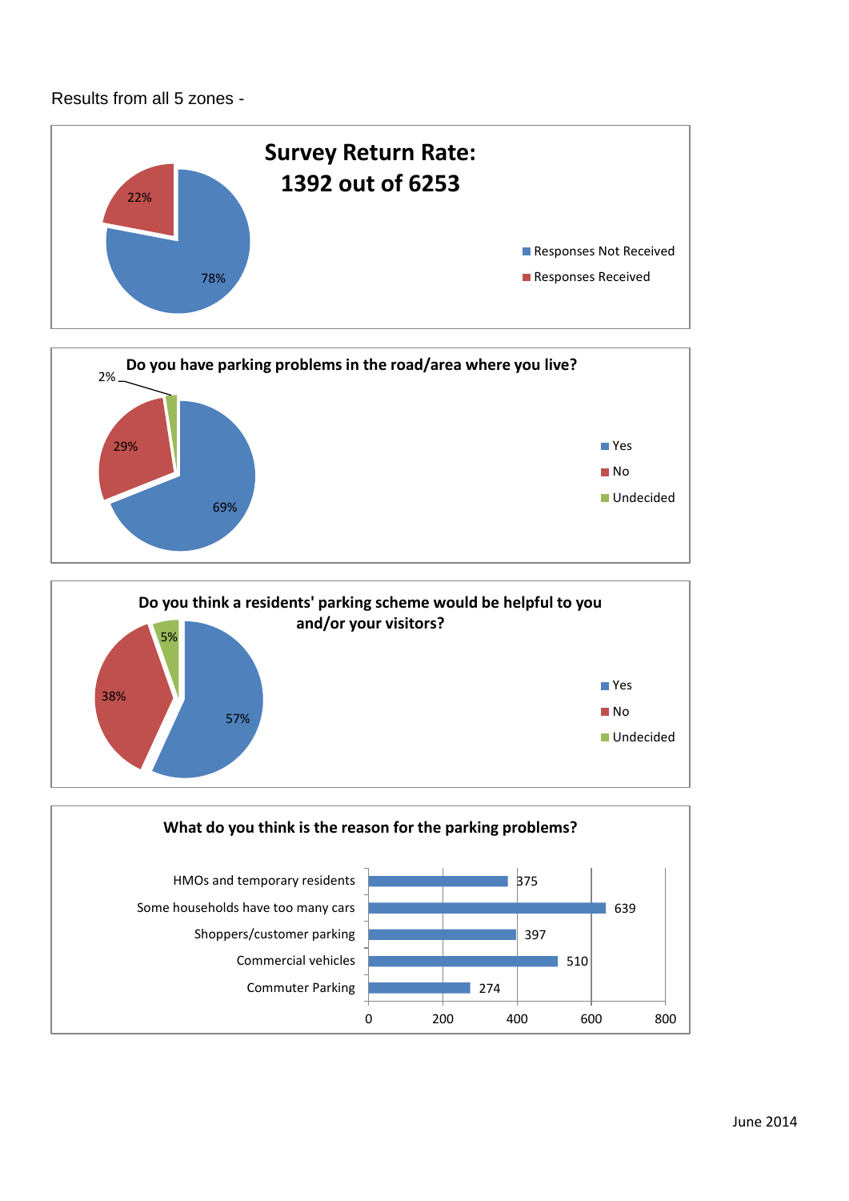Results from all 5 zones -

## Survey Return Rate: 1392 out of 6253

| Response | Percentage |
|---|---|
| Responses Not Received | 78% |
| Responses Received | 22% |

## Do you have parking problems in the road/area where you live?

| Answer | Percentage |
|---|---|
| Yes | 69% |
| No | 29% |
| Undecided | 2% |

## Do you think a residents' parking scheme would be helpful to you and/or your visitors?

| Answer | Percentage |
|---|---|
| Yes | 57% |
| No | 38% |
| Undecided | 5% |

## What do you think is the reason for the parking problems?

| Reason | Responses |
|---|---|
| HMOs and temporary residents | 375 |
| Some households have too many cars | 639 |
| Shoppers/customer parking | 397 |
| Commercial vehicles | 510 |
| Commuter Parking | 274 |

June 2014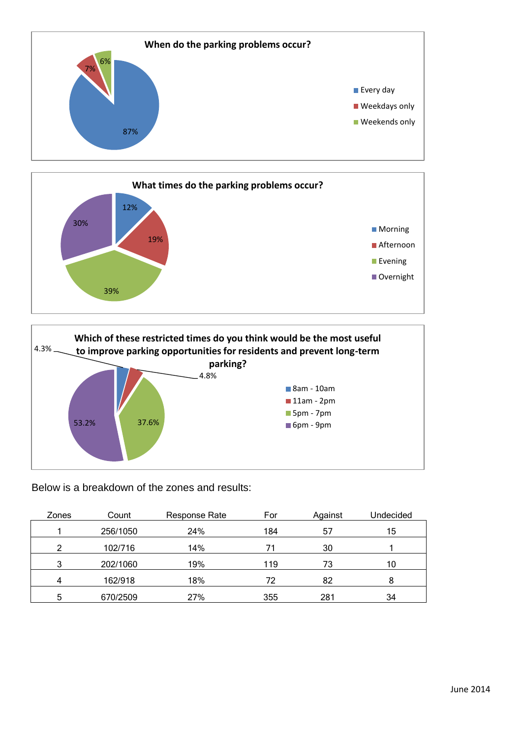**When do the parking problems occur?**

- Every day: 87%
- Weekdays only: 7%
- Weekends only: 6%

**What times do the parking problems occur?**

- Morning: 12%
- Afternoon: 19%
- Evening: 39%
- Overnight: 30%

**Which of these restricted times do you think would be the most useful to improve parking opportunities for residents and prevent long-term parking?**

- 8am - 10am: 4.3%
- 11am - 2pm: 4.8%
- 5pm - 7pm: 37.6%
- 6pm - 9pm: 53.2%

Below is a breakdown of the zones and results:

| Zones | Count | Response Rate | For | Against | Undecided |
|---|---|---|---|---|---|
| 1 | 256/1050 | 24% | 184 | 57 | 15 |
| 2 | 102/716 | 14% | 71 | 30 | 1 |
| 3 | 202/1060 | 19% | 119 | 73 | 10 |
| 4 | 162/918 | 18% | 72 | 82 | 8 |
| 5 | 670/2509 | 27% | 355 | 281 | 34 |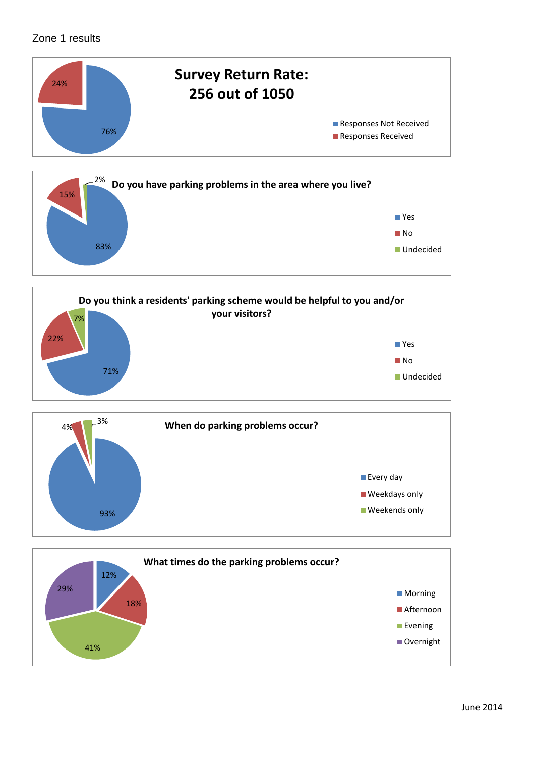Zone 1 results

**Survey Return Rate:**
**256 out of 1050**

| | Percentage |
|---|---|
| Responses Not Received | 76% |
| Responses Received | 24% |

**Do you have parking problems in the area where you live?**

| | Percentage |
|---|---|
| Yes | 83% |
| No | 15% |
| Undecided | 2% |

**Do you think a residents' parking scheme would be helpful to you and/or your visitors?**

| | Percentage |
|---|---|
| Yes | 71% |
| No | 22% |
| Undecided | 7% |

**When do parking problems occur?**

| | Percentage |
|---|---|
| Every day | 93% |
| Weekdays only | 4% |
| Weekends only | 3% |

**What times do the parking problems occur?**

| | Percentage |
|---|---|
| Morning | 12% |
| Afternoon | 18% |
| Evening | 41% |
| Overnight | 29% |

June 2014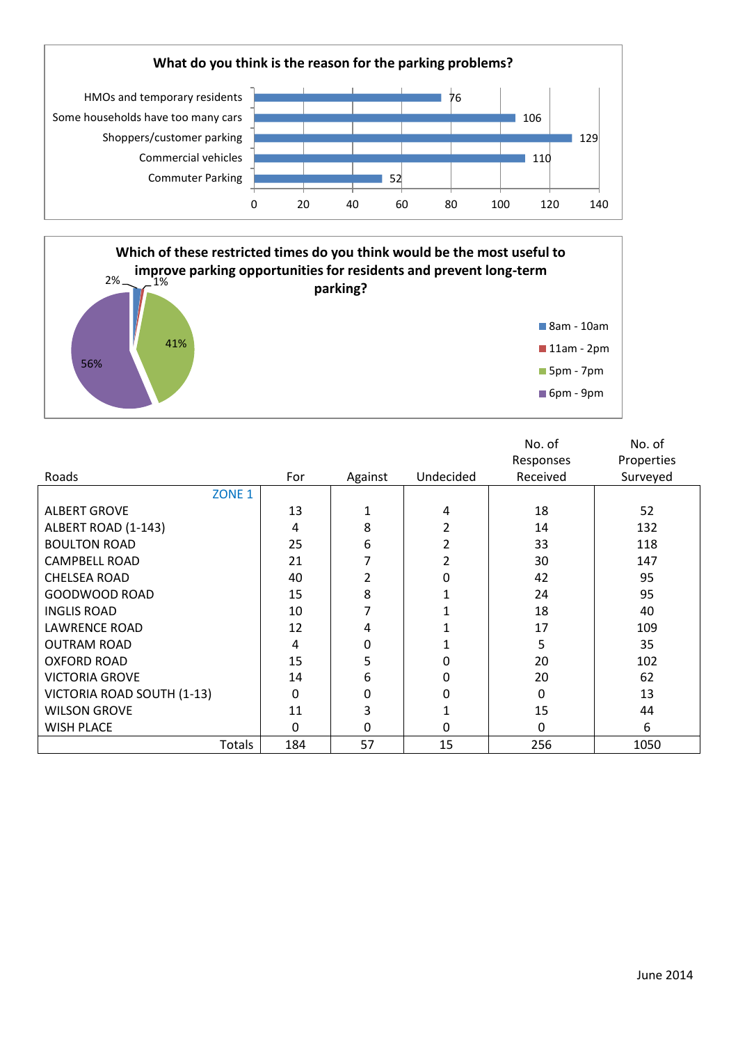**What do you think is the reason for the parking problems?**

| Reason | Responses |
|---|---|
| HMOs and temporary residents | 76 |
| Some households have too many cars | 106 |
| Shoppers/customer parking | 129 |
| Commercial vehicles | 110 |
| Commuter Parking | 52 |

**Which of these restricted times do you think would be the most useful to improve parking opportunities for residents and prevent long-term parking?**

| Time | Percentage |
|---|---|
| 8am - 10am | 2% |
| 11am - 2pm | 1% |
| 5pm - 7pm | 41% |
| 6pm - 9pm | 56% |

| Roads | For | Against | Undecided | No. of Responses Received | No. of Properties Surveyed |
|---|---|---|---|---|---|
| ZONE 1 | | | | | |
| ALBERT GROVE | 13 | 1 | 4 | 18 | 52 |
| ALBERT ROAD (1-143) | 4 | 8 | 2 | 14 | 132 |
| BOULTON ROAD | 25 | 6 | 2 | 33 | 118 |
| CAMPBELL ROAD | 21 | 7 | 2 | 30 | 147 |
| CHELSEA ROAD | 40 | 2 | 0 | 42 | 95 |
| GOODWOOD ROAD | 15 | 8 | 1 | 24 | 95 |
| INGLIS ROAD | 10 | 7 | 1 | 18 | 40 |
| LAWRENCE ROAD | 12 | 4 | 1 | 17 | 109 |
| OUTRAM ROAD | 4 | 0 | 1 | 5 | 35 |
| OXFORD ROAD | 15 | 5 | 0 | 20 | 102 |
| VICTORIA GROVE | 14 | 6 | 0 | 20 | 62 |
| VICTORIA ROAD SOUTH (1-13) | 0 | 0 | 0 | 0 | 13 |
| WILSON GROVE | 11 | 3 | 1 | 15 | 44 |
| WISH PLACE | 0 | 0 | 0 | 0 | 6 |
| Totals | 184 | 57 | 15 | 256 | 1050 |

June 2014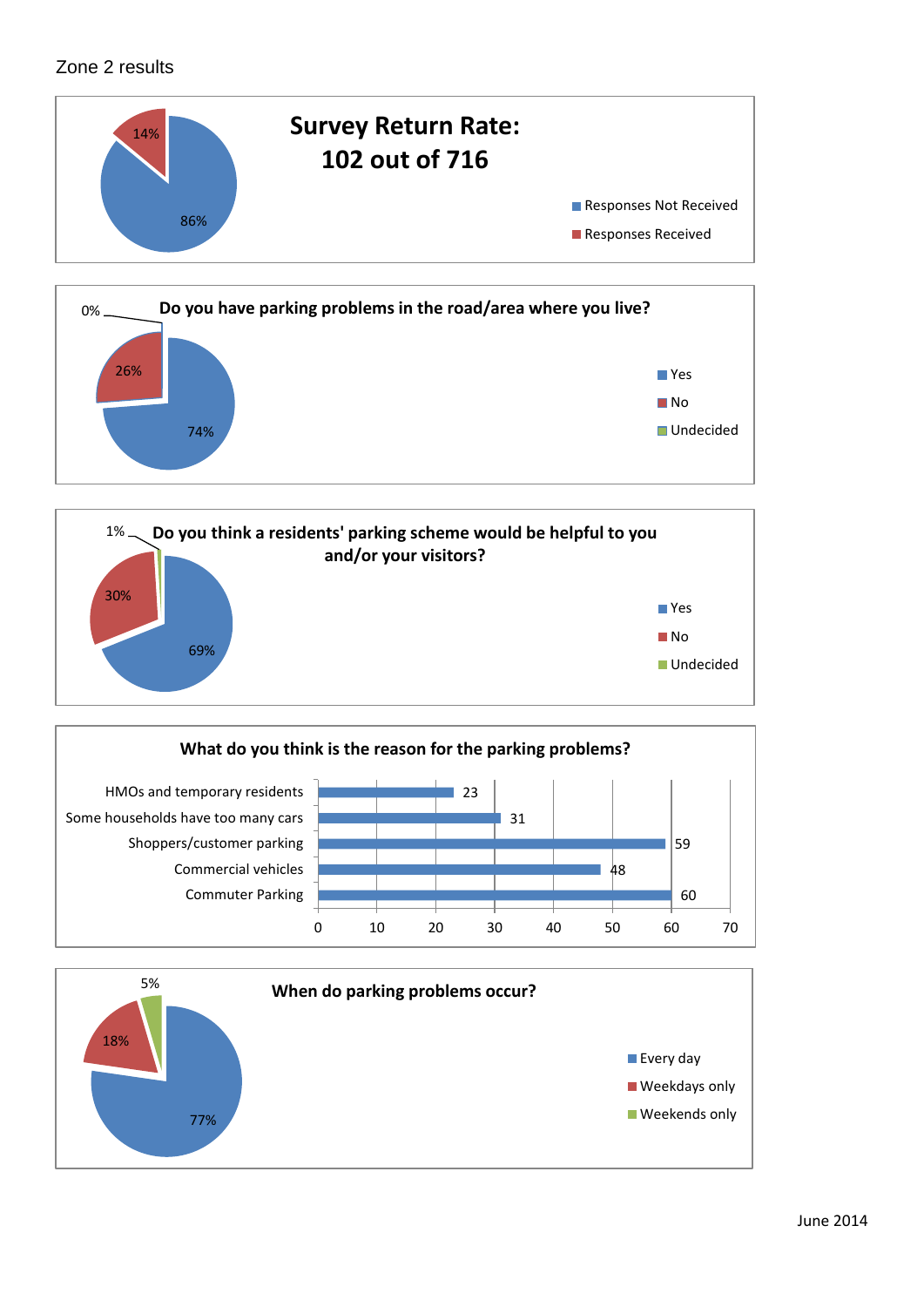Zone 2 results

**Survey Return Rate:**
**102 out of 716**

| Category | Percentage |
|---|---|
| Responses Not Received | 86% |
| Responses Received | 14% |

**Do you have parking problems in the road/area where you live?**

| Answer | Percentage |
|---|---|
| Yes | 74% |
| No | 26% |
| Undecided | 0% |

**Do you think a residents' parking scheme would be helpful to you and/or your visitors?**

| Answer | Percentage |
|---|---|
| Yes | 69% |
| No | 30% |
| Undecided | 1% |

**What do you think is the reason for the parking problems?**

| Reason | Responses |
|---|---|
| HMOs and temporary residents | 23 |
| Some households have too many cars | 31 |
| Shoppers/customer parking | 59 |
| Commercial vehicles | 48 |
| Commuter Parking | 60 |

**When do parking problems occur?**

| Answer | Percentage |
|---|---|
| Every day | 77% |
| Weekdays only | 18% |
| Weekends only | 5% |

June 2014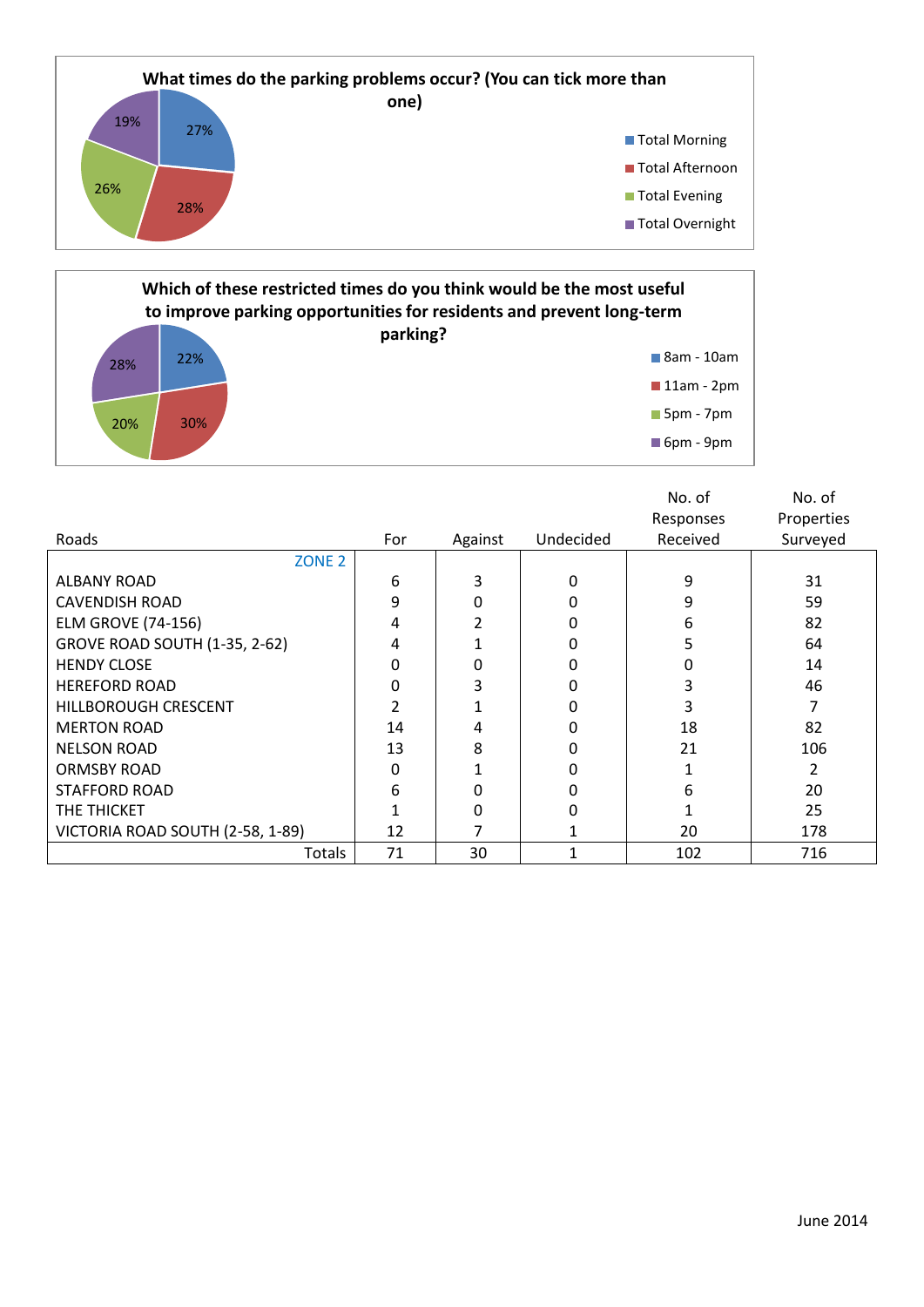**What times do the parking problems occur? (You can tick more than one)**

| Time | Percentage |
| --- | --- |
| Total Morning | 27% |
| Total Afternoon | 28% |
| Total Evening | 26% |
| Total Overnight | 19% |

**Which of these restricted times do you think would be the most useful to improve parking opportunities for residents and prevent long-term parking?**

| Time | Percentage |
| --- | --- |
| 8am - 10am | 22% |
| 11am - 2pm | 30% |
| 5pm - 7pm | 20% |
| 6pm - 9pm | 28% |

| Roads | For | Against | Undecided | No. of Responses Received | No. of Properties Surveyed |
| --- | --- | --- | --- | --- | --- |
| ZONE 2 | | | | | |
| ALBANY ROAD | 6 | 3 | 0 | 9 | 31 |
| CAVENDISH ROAD | 9 | 0 | 0 | 9 | 59 |
| ELM GROVE (74-156) | 4 | 2 | 0 | 6 | 82 |
| GROVE ROAD SOUTH (1-35, 2-62) | 4 | 1 | 0 | 5 | 64 |
| HENDY CLOSE | 0 | 0 | 0 | 0 | 14 |
| HEREFORD ROAD | 0 | 3 | 0 | 3 | 46 |
| HILLBOROUGH CRESCENT | 2 | 1 | 0 | 3 | 7 |
| MERTON ROAD | 14 | 4 | 0 | 18 | 82 |
| NELSON ROAD | 13 | 8 | 0 | 21 | 106 |
| ORMSBY ROAD | 0 | 1 | 0 | 1 | 2 |
| STAFFORD ROAD | 6 | 0 | 0 | 6 | 20 |
| THE THICKET | 1 | 0 | 0 | 1 | 25 |
| VICTORIA ROAD SOUTH (2-58, 1-89) | 12 | 7 | 1 | 20 | 178 |
| Totals | 71 | 30 | 1 | 102 | 716 |

June 2014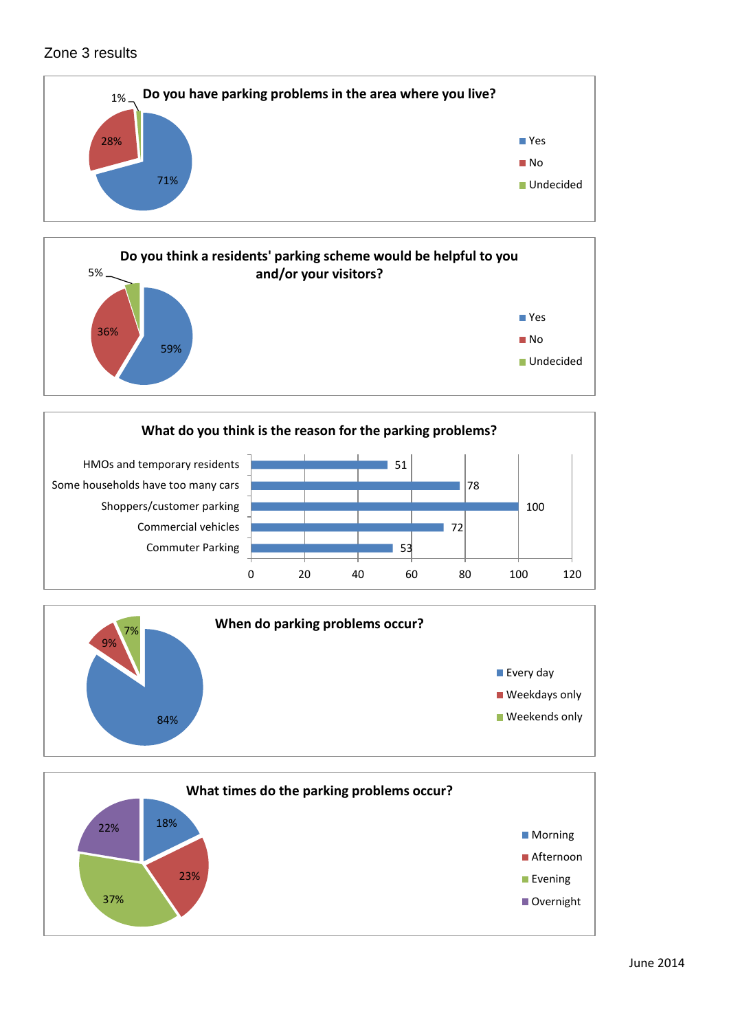Zone 3 results

### Do you have parking problems in the area where you live?

| Response | Percentage |
|---|---|
| Yes | 71% |
| No | 28% |
| Undecided | 1% |

### Do you think a residents' parking scheme would be helpful to you and/or your visitors?

| Response | Percentage |
|---|---|
| Yes | 59% |
| No | 36% |
| Undecided | 5% |

### What do you think is the reason for the parking problems?

| Reason | Count |
|---|---|
| HMOs and temporary residents | 51 |
| Some households have too many cars | 78 |
| Shoppers/customer parking | 100 |
| Commercial vehicles | 72 |
| Commuter Parking | 53 |

### When do parking problems occur?

| Response | Percentage |
|---|---|
| Every day | 84% |
| Weekdays only | 9% |
| Weekends only | 7% |

### What times do the parking problems occur?

| Response | Percentage |
|---|---|
| Morning | 18% |
| Afternoon | 23% |
| Evening | 37% |
| Overnight | 22% |

June 2014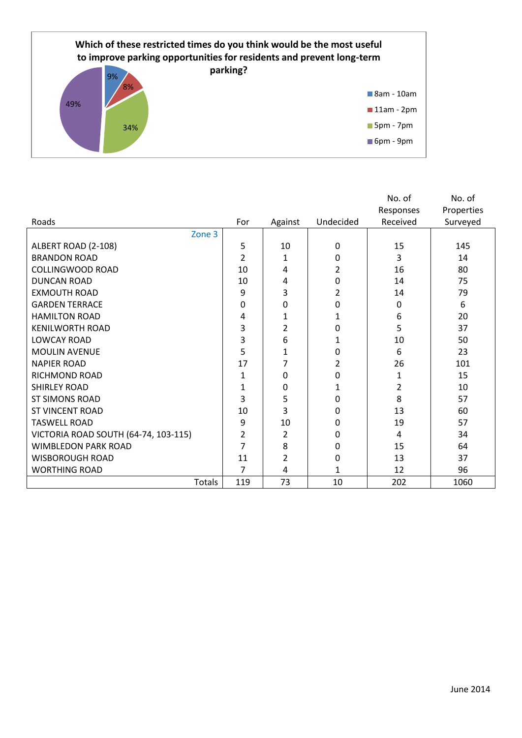**Which of these restricted times do you think would be the most useful to improve parking opportunities for residents and prevent long-term parking?**

| Time | Percentage |
|---|---|
| 8am - 10am | 9% |
| 11am - 2pm | 8% |
| 5pm - 7pm | 34% |
| 6pm - 9pm | 49% |

| Roads | For | Against | Undecided | No. of Responses Received | No. of Properties Surveyed |
|---|---|---|---|---|---|
| Zone 3 | | | | | |
| ALBERT ROAD (2-108) | 5 | 10 | 0 | 15 | 145 |
| BRANDON ROAD | 2 | 1 | 0 | 3 | 14 |
| COLLINGWOOD ROAD | 10 | 4 | 2 | 16 | 80 |
| DUNCAN ROAD | 10 | 4 | 0 | 14 | 75 |
| EXMOUTH ROAD | 9 | 3 | 2 | 14 | 79 |
| GARDEN TERRACE | 0 | 0 | 0 | 0 | 6 |
| HAMILTON ROAD | 4 | 1 | 1 | 6 | 20 |
| KENILWORTH ROAD | 3 | 2 | 0 | 5 | 37 |
| LOWCAY ROAD | 3 | 6 | 1 | 10 | 50 |
| MOULIN AVENUE | 5 | 1 | 0 | 6 | 23 |
| NAPIER ROAD | 17 | 7 | 2 | 26 | 101 |
| RICHMOND ROAD | 1 | 0 | 0 | 1 | 15 |
| SHIRLEY ROAD | 1 | 0 | 1 | 2 | 10 |
| ST SIMONS ROAD | 3 | 5 | 0 | 8 | 57 |
| ST VINCENT ROAD | 10 | 3 | 0 | 13 | 60 |
| TASWELL ROAD | 9 | 10 | 0 | 19 | 57 |
| VICTORIA ROAD SOUTH (64-74, 103-115) | 2 | 2 | 0 | 4 | 34 |
| WIMBLEDON PARK ROAD | 7 | 8 | 0 | 15 | 64 |
| WISBOROUGH ROAD | 11 | 2 | 0 | 13 | 37 |
| WORTHING ROAD | 7 | 4 | 1 | 12 | 96 |
| Totals | 119 | 73 | 10 | 202 | 1060 |

June 2014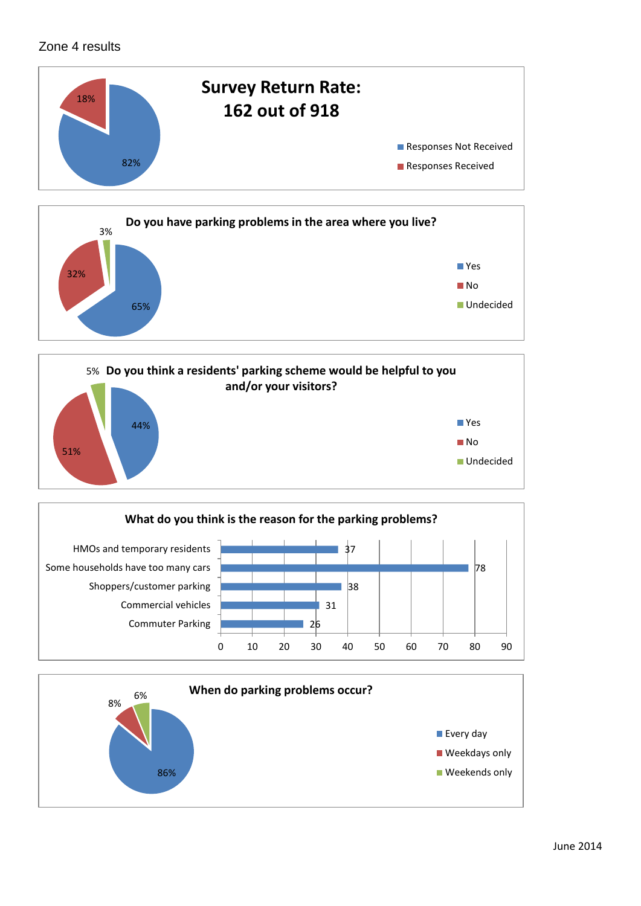Zone 4 results

**Survey Return Rate: 162 out of 918**

| Category | Percentage |
|---|---|
| Responses Not Received | 82% |
| Responses Received | 18% |

**Do you have parking problems in the area where you live?**

| Response | Percentage |
|---|---|
| Yes | 65% |
| No | 32% |
| Undecided | 3% |

**Do you think a residents' parking scheme would be helpful to you and/or your visitors?**

| Response | Percentage |
|---|---|
| Yes | 44% |
| No | 51% |
| Undecided | 5% |

**What do you think is the reason for the parking problems?**

| Reason | Responses |
|---|---|
| HMOs and temporary residents | 37 |
| Some households have too many cars | 78 |
| Shoppers/customer parking | 38 |
| Commercial vehicles | 31 |
| Commuter Parking | 26 |

**When do parking problems occur?**

| Response | Percentage |
|---|---|
| Every day | 86% |
| Weekdays only | 8% |
| Weekends only | 6% |

June 2014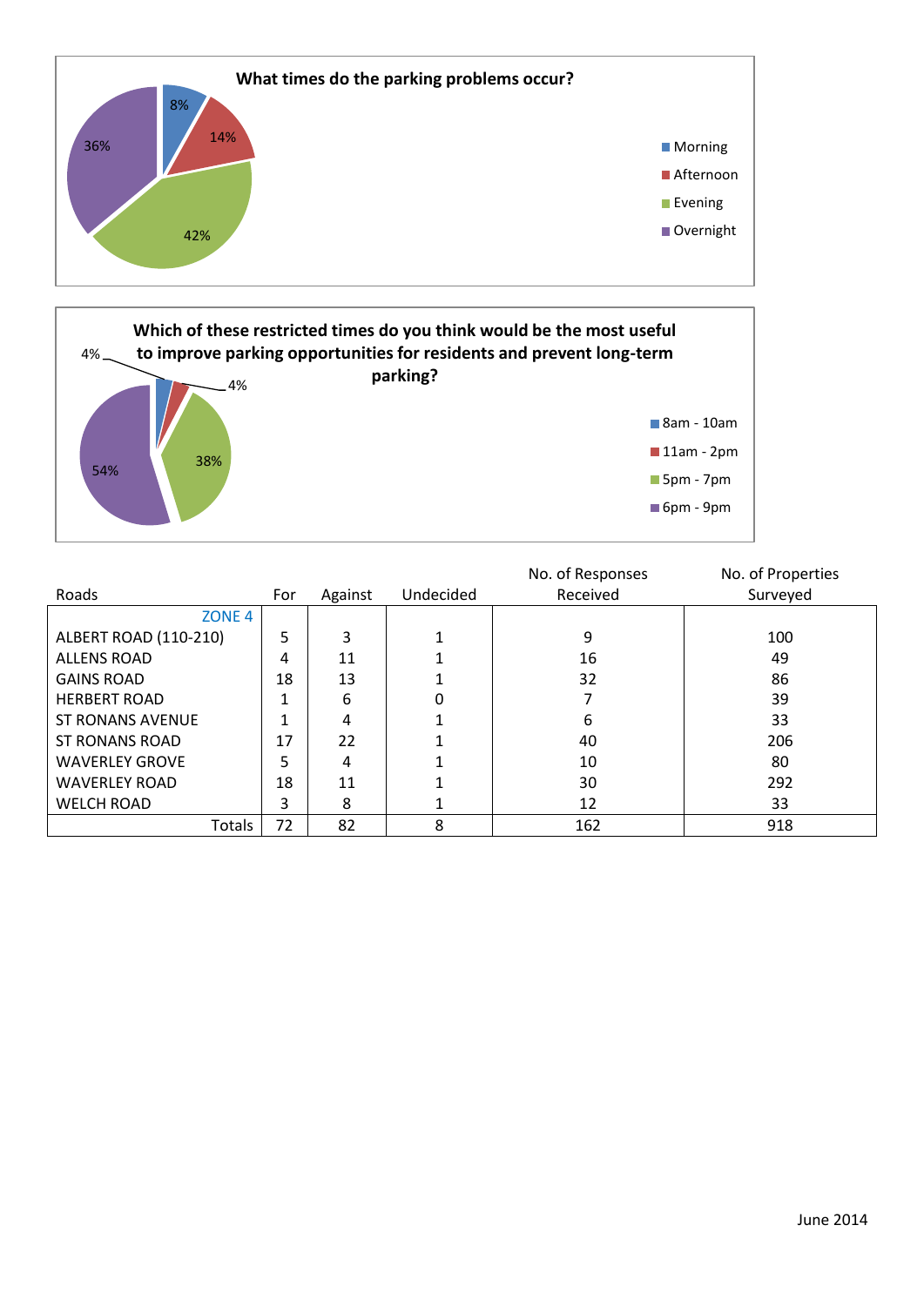**What times do the parking problems occur?**

| Time | Percentage |
|---|---|
| Morning | 8% |
| Afternoon | 14% |
| Evening | 42% |
| Overnight | 36% |

**Which of these restricted times do you think would be the most useful to improve parking opportunities for residents and prevent long-term parking?**

| Time | Percentage |
|---|---|
| 8am - 10am | 4% |
| 11am - 2pm | 4% |
| 5pm - 7pm | 38% |
| 6pm - 9pm | 54% |

| Roads | For | Against | Undecided | No. of Responses Received | No. of Properties Surveyed |
|---|---|---|---|---|---|
| ZONE 4 | | | | | |
| ALBERT ROAD (110-210) | 5 | 3 | 1 | 9 | 100 |
| ALLENS ROAD | 4 | 11 | 1 | 16 | 49 |
| GAINS ROAD | 18 | 13 | 1 | 32 | 86 |
| HERBERT ROAD | 1 | 6 | 0 | 7 | 39 |
| ST RONANS AVENUE | 1 | 4 | 1 | 6 | 33 |
| ST RONANS ROAD | 17 | 22 | 1 | 40 | 206 |
| WAVERLEY GROVE | 5 | 4 | 1 | 10 | 80 |
| WAVERLEY ROAD | 18 | 11 | 1 | 30 | 292 |
| WELCH ROAD | 3 | 8 | 1 | 12 | 33 |
| Totals | 72 | 82 | 8 | 162 | 918 |

June 2014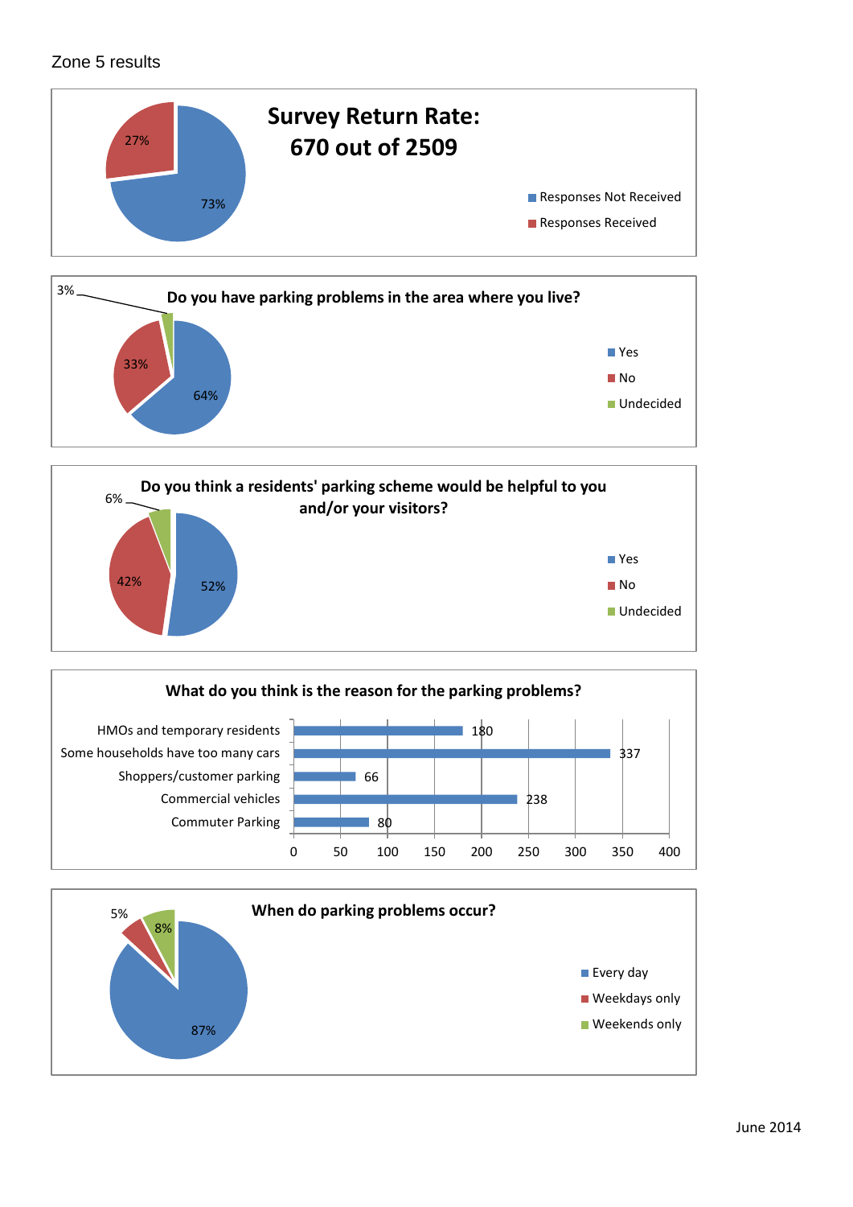Zone 5 results

## Survey Return Rate: 670 out of 2509

| | % |
|---|---|
| Responses Not Received | 73% |
| Responses Received | 27% |

## Do you have parking problems in the area where you live?

| | % |
|---|---|
| Yes | 64% |
| No | 33% |
| Undecided | 3% |

## Do you think a residents' parking scheme would be helpful to you and/or your visitors?

| | % |
|---|---|
| Yes | 52% |
| No | 42% |
| Undecided | 6% |

## What do you think is the reason for the parking problems?

| Reason | Count |
|---|---|
| HMOs and temporary residents | 180 |
| Some households have too many cars | 337 |
| Shoppers/customer parking | 66 |
| Commercial vehicles | 238 |
| Commuter Parking | 80 |

## When do parking problems occur?

| | % |
|---|---|
| Every day | 87% |
| Weekdays only | 5% |
| Weekends only | 8% |

June 2014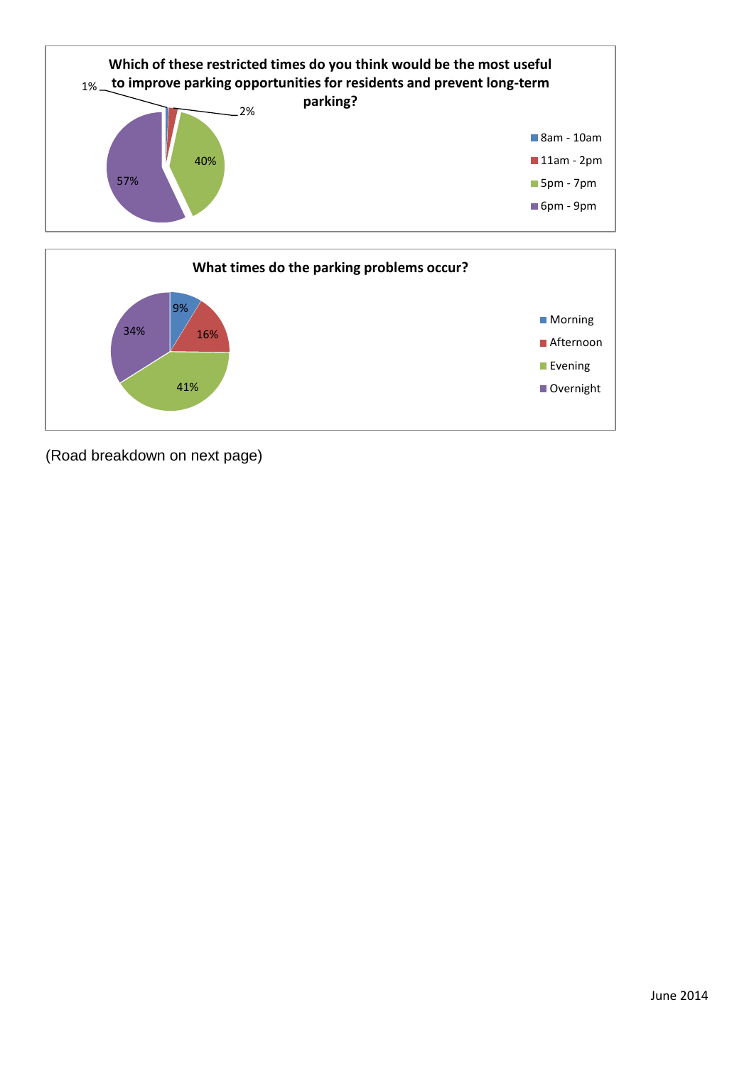**Which of these restricted times do you think would be the most useful to improve parking opportunities for residents and prevent long-term parking?**

| Time | Percentage |
| --- | --- |
| 8am - 10am | 1% |
| 11am - 2pm | 2% |
| 5pm - 7pm | 40% |
| 6pm - 9pm | 57% |

**What times do the parking problems occur?**

| Time | Percentage |
| --- | --- |
| Morning | 9% |
| Afternoon | 16% |
| Evening | 41% |
| Overnight | 34% |

(Road breakdown on next page)

June 2014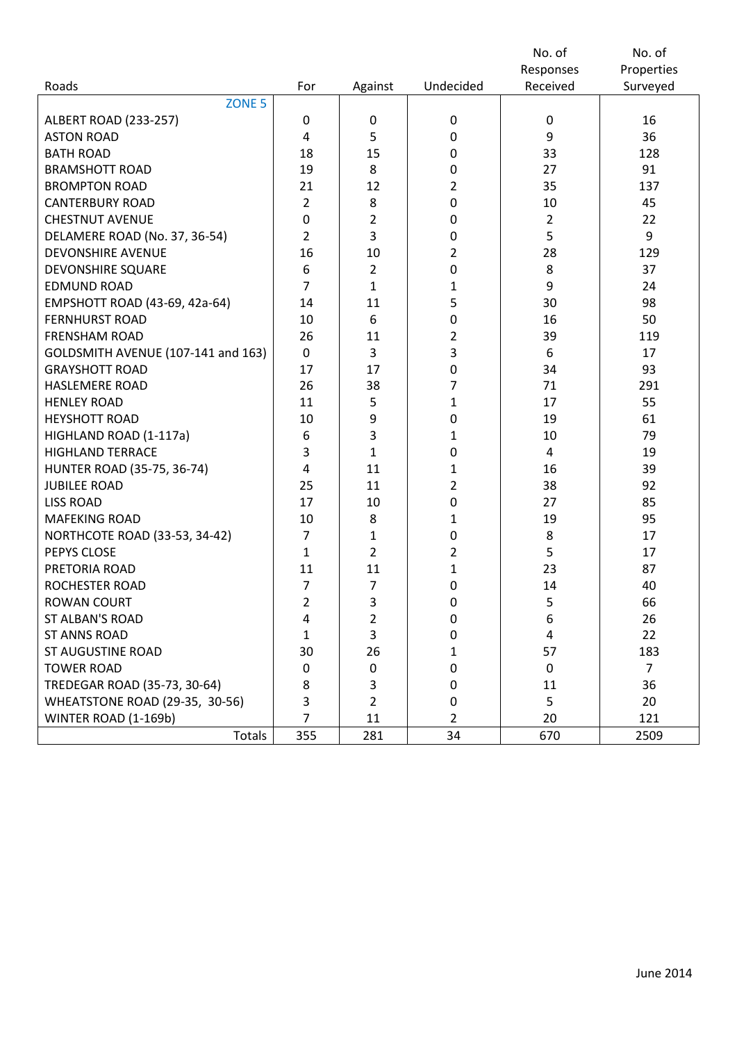| Roads | For | Against | Undecided | No. of Responses Received | No. of Properties Surveyed |
|---|---|---|---|---|---|
| ZONE 5 | | | | | |
| ALBERT ROAD (233-257) | 0 | 0 | 0 | 0 | 16 |
| ASTON ROAD | 4 | 5 | 0 | 9 | 36 |
| BATH ROAD | 18 | 15 | 0 | 33 | 128 |
| BRAMSHOTT ROAD | 19 | 8 | 0 | 27 | 91 |
| BROMPTON ROAD | 21 | 12 | 2 | 35 | 137 |
| CANTERBURY ROAD | 2 | 8 | 0 | 10 | 45 |
| CHESTNUT AVENUE | 0 | 2 | 0 | 2 | 22 |
| DELAMERE ROAD (No. 37, 36-54) | 2 | 3 | 0 | 5 | 9 |
| DEVONSHIRE AVENUE | 16 | 10 | 2 | 28 | 129 |
| DEVONSHIRE SQUARE | 6 | 2 | 0 | 8 | 37 |
| EDMUND ROAD | 7 | 1 | 1 | 9 | 24 |
| EMPSHOTT ROAD (43-69, 42a-64) | 14 | 11 | 5 | 30 | 98 |
| FERNHURST ROAD | 10 | 6 | 0 | 16 | 50 |
| FRENSHAM ROAD | 26 | 11 | 2 | 39 | 119 |
| GOLDSMITH AVENUE (107-141 and 163) | 0 | 3 | 3 | 6 | 17 |
| GRAYSHOTT ROAD | 17 | 17 | 0 | 34 | 93 |
| HASLEMERE ROAD | 26 | 38 | 7 | 71 | 291 |
| HENLEY ROAD | 11 | 5 | 1 | 17 | 55 |
| HEYSHOTT ROAD | 10 | 9 | 0 | 19 | 61 |
| HIGHLAND ROAD (1-117a) | 6 | 3 | 1 | 10 | 79 |
| HIGHLAND TERRACE | 3 | 1 | 0 | 4 | 19 |
| HUNTER ROAD (35-75, 36-74) | 4 | 11 | 1 | 16 | 39 |
| JUBILEE ROAD | 25 | 11 | 2 | 38 | 92 |
| LISS ROAD | 17 | 10 | 0 | 27 | 85 |
| MAFEKING ROAD | 10 | 8 | 1 | 19 | 95 |
| NORTHCOTE ROAD (33-53, 34-42) | 7 | 1 | 0 | 8 | 17 |
| PEPYS CLOSE | 1 | 2 | 2 | 5 | 17 |
| PRETORIA ROAD | 11 | 11 | 1 | 23 | 87 |
| ROCHESTER ROAD | 7 | 7 | 0 | 14 | 40 |
| ROWAN COURT | 2 | 3 | 0 | 5 | 66 |
| ST ALBAN'S ROAD | 4 | 2 | 0 | 6 | 26 |
| ST ANNS ROAD | 1 | 3 | 0 | 4 | 22 |
| ST AUGUSTINE ROAD | 30 | 26 | 1 | 57 | 183 |
| TOWER ROAD | 0 | 0 | 0 | 0 | 7 |
| TREDEGAR ROAD (35-73, 30-64) | 8 | 3 | 0 | 11 | 36 |
| WHEATSTONE ROAD (29-35, 30-56) | 3 | 2 | 0 | 5 | 20 |
| WINTER ROAD (1-169b) | 7 | 11 | 2 | 20 | 121 |
| Totals | 355 | 281 | 34 | 670 | 2509 |

June 2014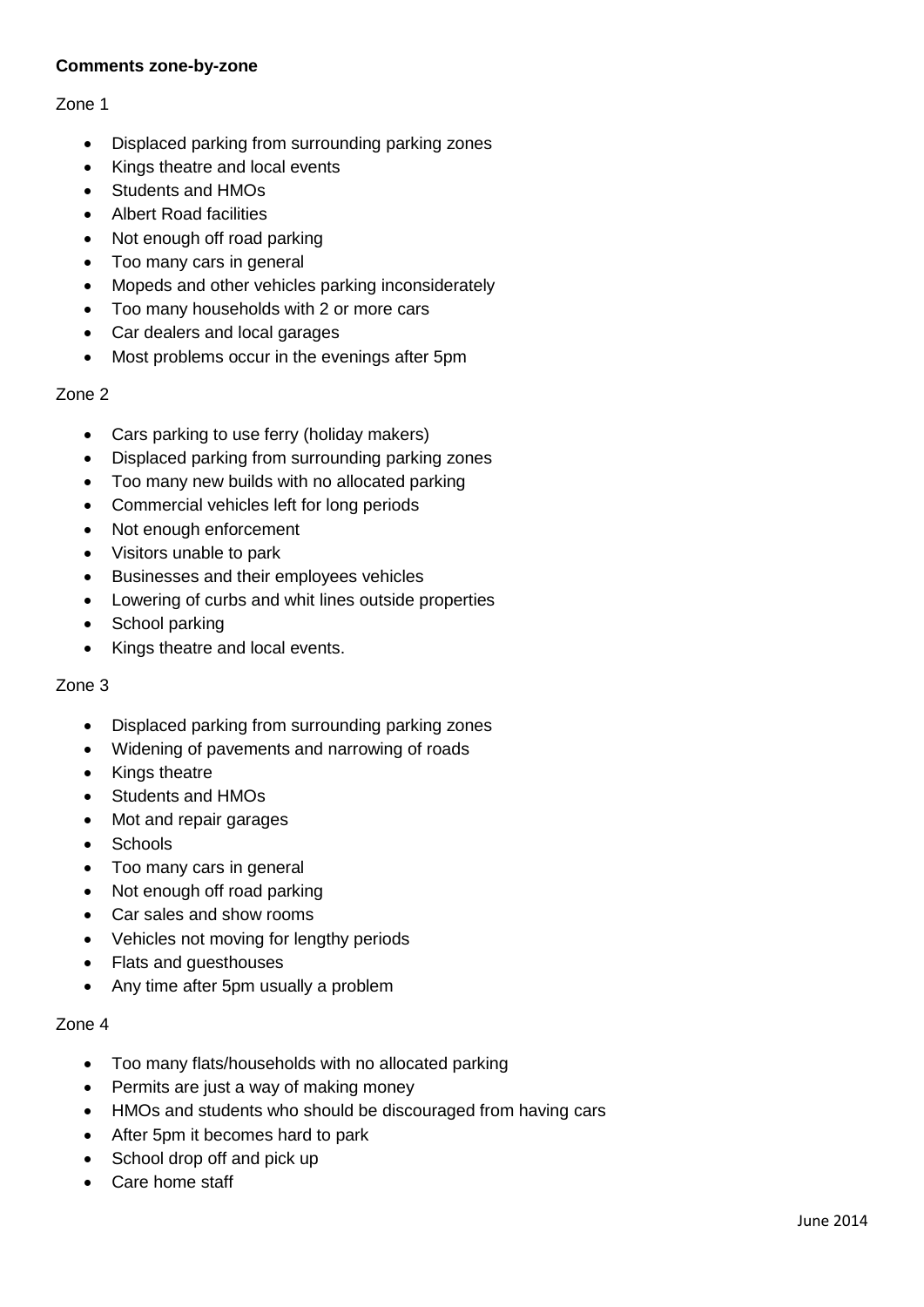**Comments zone-by-zone**

Zone 1

- Displaced parking from surrounding parking zones
- Kings theatre and local events
- Students and HMOs
- Albert Road facilities
- Not enough off road parking
- Too many cars in general
- Mopeds and other vehicles parking inconsiderately
- Too many households with 2 or more cars
- Car dealers and local garages
- Most problems occur in the evenings after 5pm

Zone 2

- Cars parking to use ferry (holiday makers)
- Displaced parking from surrounding parking zones
- Too many new builds with no allocated parking
- Commercial vehicles left for long periods
- Not enough enforcement
- Visitors unable to park
- Businesses and their employees vehicles
- Lowering of curbs and whit lines outside properties
- School parking
- Kings theatre and local events.

Zone 3

- Displaced parking from surrounding parking zones
- Widening of pavements and narrowing of roads
- Kings theatre
- Students and HMOs
- Mot and repair garages
- Schools
- Too many cars in general
- Not enough off road parking
- Car sales and show rooms
- Vehicles not moving for lengthy periods
- Flats and guesthouses
- Any time after 5pm usually a problem

Zone 4

- Too many flats/households with no allocated parking
- Permits are just a way of making money
- HMOs and students who should be discouraged from having cars
- After 5pm it becomes hard to park
- School drop off and pick up
- Care home staff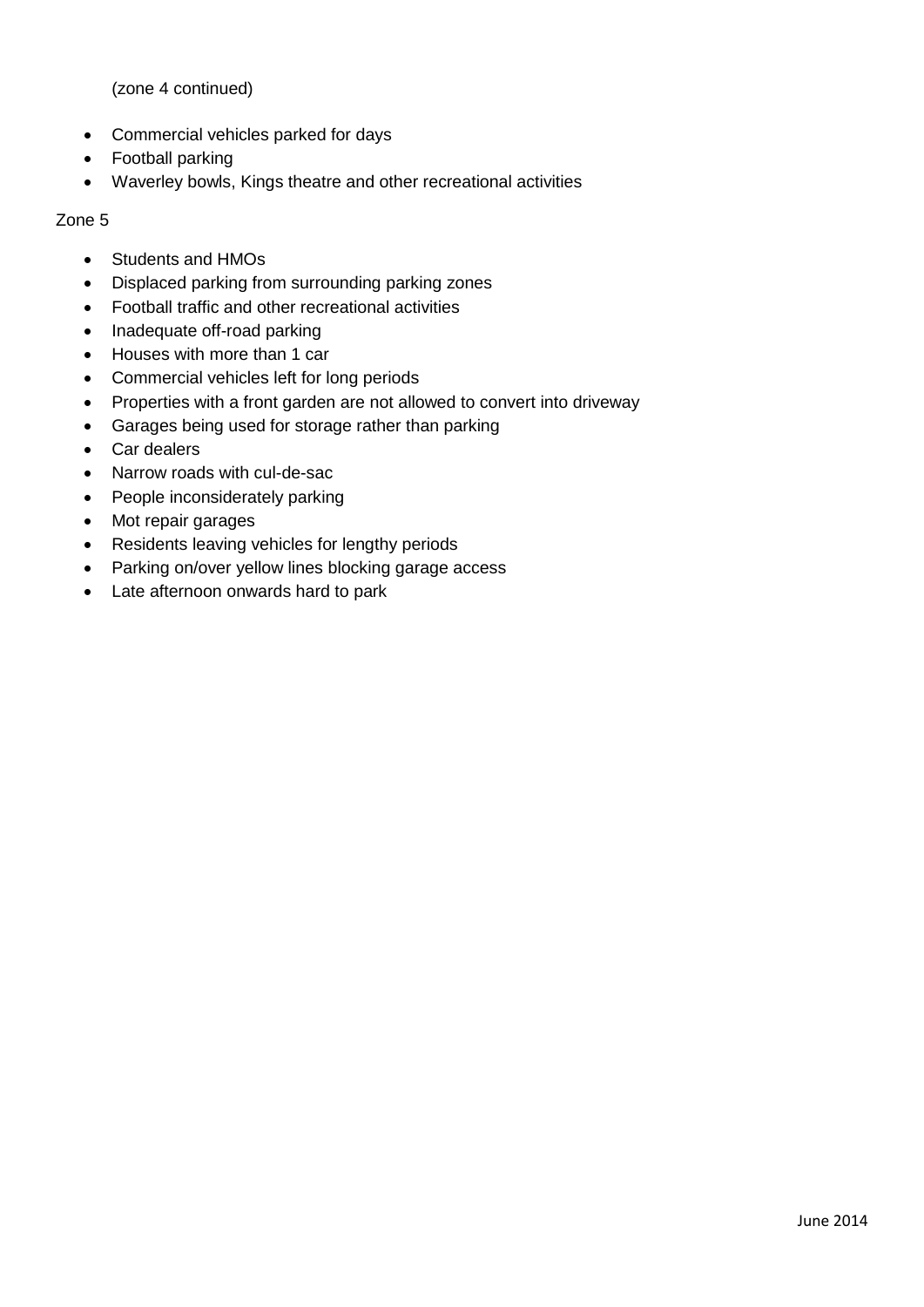(zone 4 continued)

- Commercial vehicles parked for days
- Football parking
- Waverley bowls, Kings theatre and other recreational activities

Zone 5

- Students and HMOs
- Displaced parking from surrounding parking zones
- Football traffic and other recreational activities
- Inadequate off-road parking
- Houses with more than 1 car
- Commercial vehicles left for long periods
- Properties with a front garden are not allowed to convert into driveway
- Garages being used for storage rather than parking
- Car dealers
- Narrow roads with cul-de-sac
- People inconsiderately parking
- Mot repair garages
- Residents leaving vehicles for lengthy periods
- Parking on/over yellow lines blocking garage access
- Late afternoon onwards hard to park

June 2014